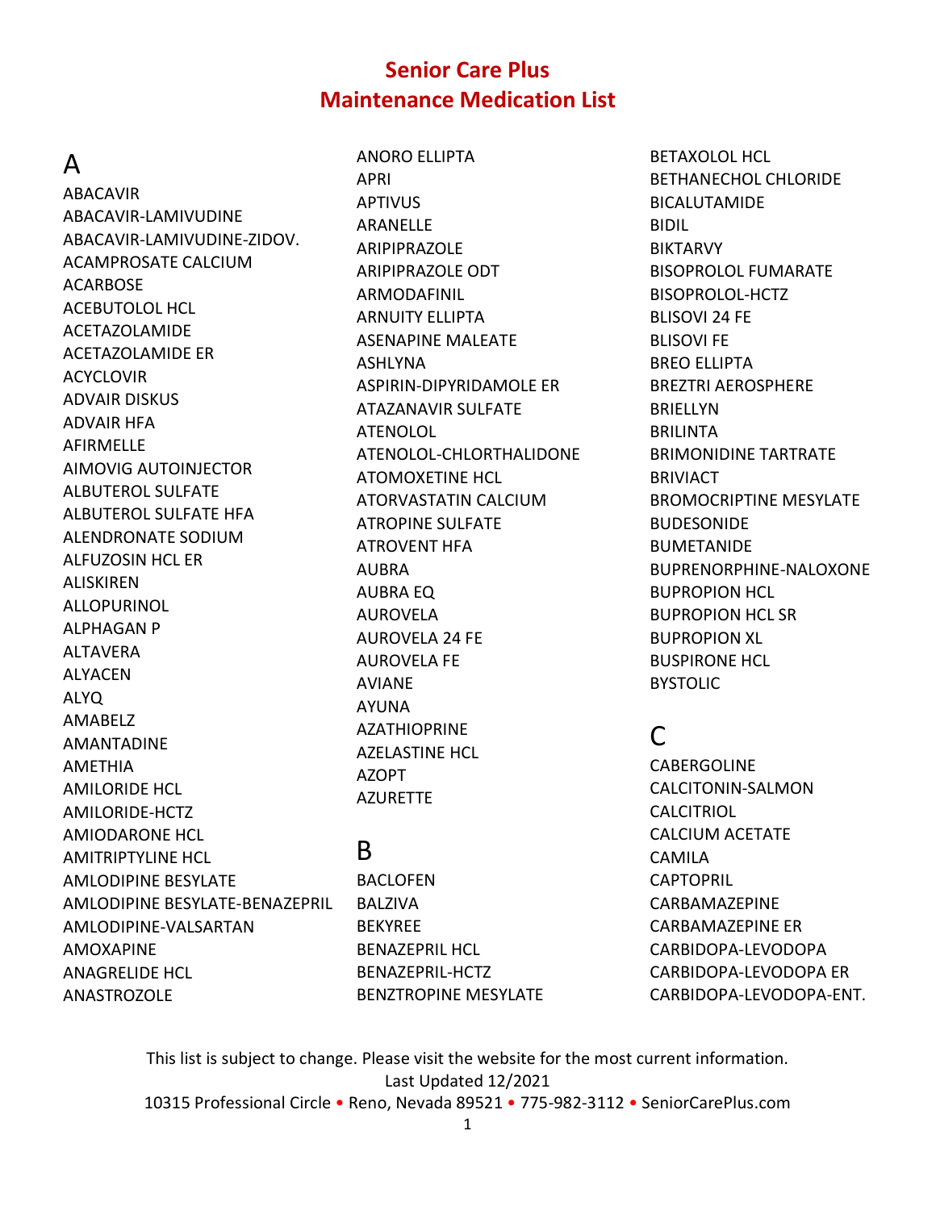# Senior Care Plus
# Maintenance Medication List

## A

ABACAVIR
ABACAVIR-LAMIVUDINE
ABACAVIR-LAMIVUDINE-ZIDOV.
ACAMPROSATE CALCIUM
ACARBOSE
ACEBUTOLOL HCL
ACETAZOLAMIDE
ACETAZOLAMIDE ER
ACYCLOVIR
ADVAIR DISKUS
ADVAIR HFA
AFIRMELLE
AIMOVIG AUTOINJECTOR
ALBUTEROL SULFATE
ALBUTEROL SULFATE HFA
ALENDRONATE SODIUM
ALFUZOSIN HCL ER
ALISKIREN
ALLOPURINOL
ALPHAGAN P
ALTAVERA
ALYACEN
ALYQ
AMABELZ
AMANTADINE
AMETHIA
AMILORIDE HCL
AMILORIDE-HCTZ
AMIODARONE HCL
AMITRIPTYLINE HCL
AMLODIPINE BESYLATE
AMLODIPINE BESYLATE-BENAZEPRIL
AMLODIPINE-VALSARTAN
AMOXAPINE
ANAGRELIDE HCL
ANASTROZOLE
ANORO ELLIPTA
APRI
APTIVUS
ARANELLE
ARIPIPRAZOLE
ARIPIPRAZOLE ODT
ARMODAFINIL
ARNUITY ELLIPTA
ASENAPINE MALEATE
ASHLYNA
ASPIRIN-DIPYRIDAMOLE ER
ATAZANAVIR SULFATE
ATENOLOL
ATENOLOL-CHLORTHALIDONE
ATOMOXETINE HCL
ATORVASTATIN CALCIUM
ATROPINE SULFATE
ATROVENT HFA
AUBRA
AUBRA EQ
AUROVELA
AUROVELA 24 FE
AUROVELA FE
AVIANE
AYUNA
AZATHIOPRINE
AZELASTINE HCL
AZOPT
AZURETTE

## B

BACLOFEN
BALZIVA
BEKYREE
BENAZEPRIL HCL
BENAZEPRIL-HCTZ
BENZTROPINE MESYLATE
BETAXOLOL HCL
BETHANECHOL CHLORIDE
BICALUTAMIDE
BIDIL
BIKTARVY
BISOPROLOL FUMARATE
BISOPROLOL-HCTZ
BLISOVI 24 FE
BLISOVI FE
BREO ELLIPTA
BREZTRI AEROSPHERE
BRIELLYN
BRILINTA
BRIMONIDINE TARTRATE
BRIVIACT
BROMOCRIPTINE MESYLATE
BUDESONIDE
BUMETANIDE
BUPRENORPHINE-NALOXONE
BUPROPION HCL
BUPROPION HCL SR
BUPROPION XL
BUSPIRONE HCL
BYSTOLIC

## C

CABERGOLINE
CALCITONIN-SALMON
CALCITRIOL
CALCIUM ACETATE
CAMILA
CAPTOPRIL
CARBAMAZEPINE
CARBAMAZEPINE ER
CARBIDOPA-LEVODOPA
CARBIDOPA-LEVODOPA ER
CARBIDOPA-LEVODOPA-ENT.

This list is subject to change. Please visit the website for the most current information.
Last Updated 12/2021
10315 Professional Circle • Reno, Nevada 89521 • 775-982-3112 • SeniorCarePlus.com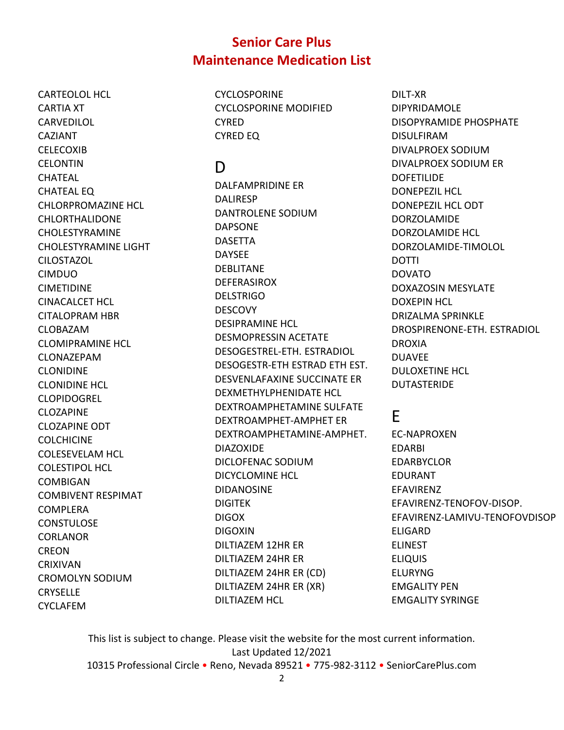# Senior Care Plus
# Maintenance Medication List

CARTEOLOL HCL
CARTIA XT
CARVEDILOL
CAZIANT
CELECOXIB
CELONTIN
CHATEAL
CHATEAL EQ
CHLORPROMAZINE HCL
CHLORTHALIDONE
CHOLESTYRAMINE
CHOLESTYRAMINE LIGHT
CILOSTAZOL
CIMDUO
CIMETIDINE
CINACALCET HCL
CITALOPRAM HBR
CLOBAZAM
CLOMIPRAMINE HCL
CLONAZEPAM
CLONIDINE
CLONIDINE HCL
CLOPIDOGREL
CLOZAPINE
CLOZAPINE ODT
COLCHICINE
COLESEVELAM HCL
COLESTIPOL HCL
COMBIGAN
COMBIVENT RESPIMAT
COMPLERA
CONSTULOSE
CORLANOR
CREON
CRIXIVAN
CROMOLYN SODIUM
CRYSELLE
CYCLAFEM
CYCLOSPORINE
CYCLOSPORINE MODIFIED
CYRED
CYRED EQ

## D

DALFAMPRIDINE ER
DALIRESP
DANTROLENE SODIUM
DAPSONE
DASETTA
DAYSEE
DEBLITANE
DEFERASIROX
DELSTRIGO
DESCOVY
DESIPRAMINE HCL
DESMOPRESSIN ACETATE
DESOGESTREL-ETH. ESTRADIOL
DESOGESTR-ETH ESTRAD ETH EST.
DESVENLAFAXINE SUCCINATE ER
DEXMETHYLPHENIDATE HCL
DEXTROAMPHETAMINE SULFATE
DEXTROAMPHET-AMPHET ER
DEXTROAMPHETAMINE-AMPHET.
DIAZOXIDE
DICLOFENAC SODIUM
DICYCLOMINE HCL
DIDANOSINE
DIGITEK
DIGOX
DIGOXIN
DILTIAZEM 12HR ER
DILTIAZEM 24HR ER
DILTIAZEM 24HR ER (CD)
DILTIAZEM 24HR ER (XR)
DILTIAZEM HCL
DILT-XR
DIPYRIDAMOLE
DISOPYRAMIDE PHOSPHATE
DISULFIRAM
DIVALPROEX SODIUM
DIVALPROEX SODIUM ER
DOFETILIDE
DONEPEZIL HCL
DONEPEZIL HCL ODT
DORZOLAMIDE
DORZOLAMIDE HCL
DORZOLAMIDE-TIMOLOL
DOTTI
DOVATO
DOXAZOSIN MESYLATE
DOXEPIN HCL
DRIZALMA SPRINKLE
DROSPIRENONE-ETH. ESTRADIOL
DROXIA
DUAVEE
DULOXETINE HCL
DUTASTERIDE

## E

EC-NAPROXEN
EDARBI
EDARBYCLOR
EDURANT
EFAVIRENZ
EFAVIRENZ-TENOFOV-DISOP.
EFAVIRENZ-LAMIVU-TENOFOVDISOP
ELIGARD
ELINEST
ELIQUIS
ELURYNG
EMGALITY PEN
EMGALITY SYRINGE

This list is subject to change. Please visit the website for the most current information.
Last Updated 12/2021
10315 Professional Circle • Reno, Nevada 89521 • 775-982-3112 • SeniorCarePlus.com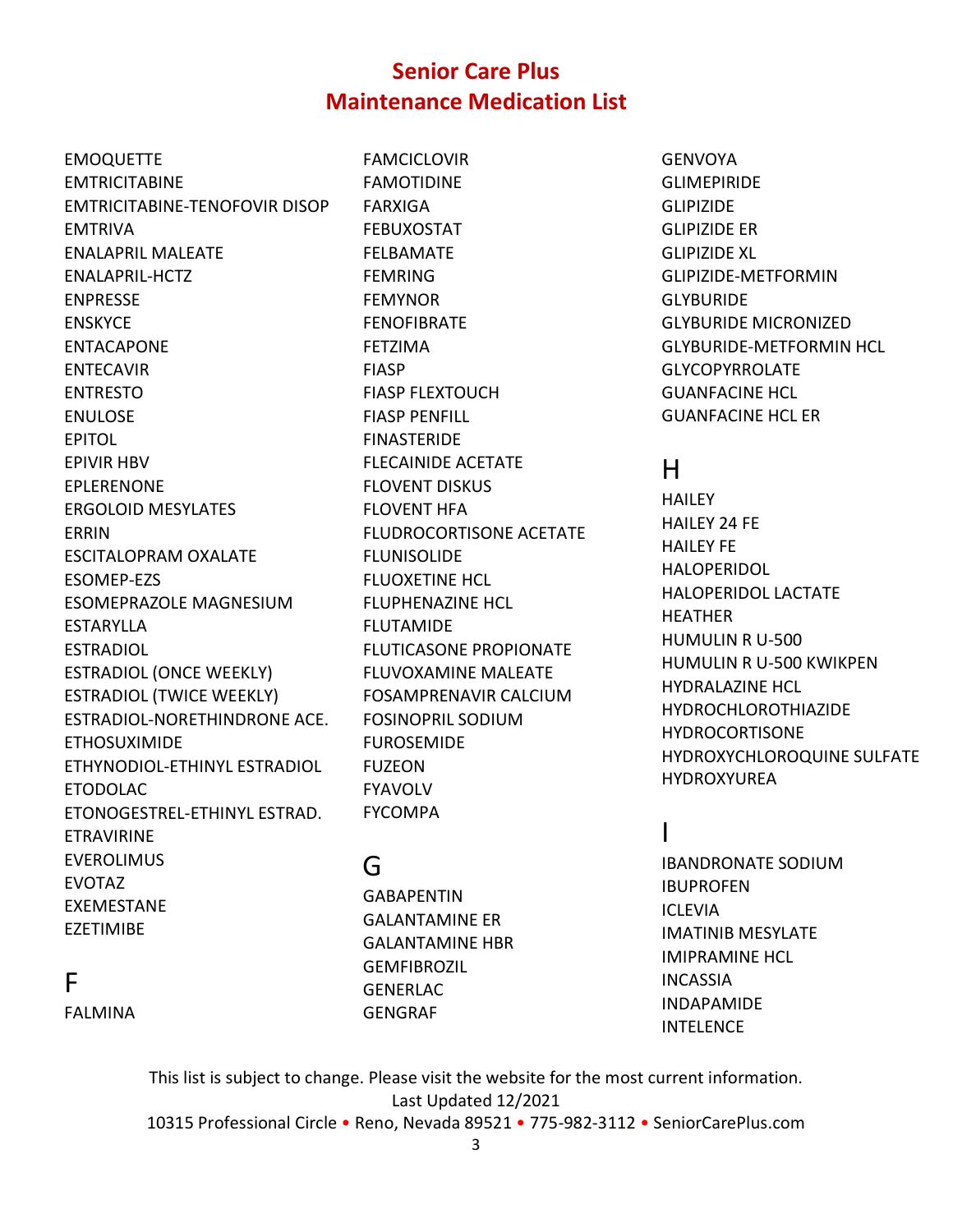# Senior Care Plus
# Maintenance Medication List

EMOQUETTE
EMTRICITABINE
EMTRICITABINE-TENOFOVIR DISOP
EMTRIVA
ENALAPRIL MALEATE
ENALAPRIL-HCTZ
ENPRESSE
ENSKYCE
ENTACAPONE
ENTECAVIR
ENTRESTO
ENULOSE
EPITOL
EPIVIR HBV
EPLERENONE
ERGOLOID MESYLATES
ERRIN
ESCITALOPRAM OXALATE
ESOMEP-EZS
ESOMEPRAZOLE MAGNESIUM
ESTARYLLA
ESTRADIOL
ESTRADIOL (ONCE WEEKLY)
ESTRADIOL (TWICE WEEKLY)
ESTRADIOL-NORETHINDRONE ACE.
ETHOSUXIMIDE
ETHYNODIOL-ETHINYL ESTRADIOL
ETODOLAC
ETONOGESTREL-ETHINYL ESTRAD.
ETRAVIRINE
EVEROLIMUS
EVOTAZ
EXEMESTANE
EZETIMIBE

## F

FALMINA
FAMCICLOVIR
FAMOTIDINE
FARXIGA
FEBUXOSTAT
FELBAMATE
FEMRING
FEMYNOR
FENOFIBRATE
FETZIMA
FIASP
FIASP FLEXTOUCH
FIASP PENFILL
FINASTERIDE
FLECAINIDE ACETATE
FLOVENT DISKUS
FLOVENT HFA
FLUDROCORTISONE ACETATE
FLUNISOLIDE
FLUOXETINE HCL
FLUPHENAZINE HCL
FLUTAMIDE
FLUTICASONE PROPIONATE
FLUVOXAMINE MALEATE
FOSAMPRENAVIR CALCIUM
FOSINOPRIL SODIUM
FUROSEMIDE
FUZEON
FYAVOLV
FYCOMPA

## G

GABAPENTIN
GALANTAMINE ER
GALANTAMINE HBR
GEMFIBROZIL
GENERLAC
GENGRAF
GENVOYA
GLIMEPIRIDE
GLIPIZIDE
GLIPIZIDE ER
GLIPIZIDE XL
GLIPIZIDE-METFORMIN
GLYBURIDE
GLYBURIDE MICRONIZED
GLYBURIDE-METFORMIN HCL
GLYCOPYRROLATE
GUANFACINE HCL
GUANFACINE HCL ER

## H

HAILEY
HAILEY 24 FE
HAILEY FE
HALOPERIDOL
HALOPERIDOL LACTATE
HEATHER
HUMULIN R U-500
HUMULIN R U-500 KWIKPEN
HYDRALAZINE HCL
HYDROCHLOROTHIAZIDE
HYDROCORTISONE
HYDROXYCHLOROQUINE SULFATE
HYDROXYUREA

## I

IBANDRONATE SODIUM
IBUPROFEN
ICLEVIA
IMATINIB MESYLATE
IMIPRAMINE HCL
INCASSIA
INDAPAMIDE
INTELENCE

This list is subject to change. Please visit the website for the most current information.
Last Updated 12/2021
10315 Professional Circle • Reno, Nevada 89521 • 775-982-3112 • SeniorCarePlus.com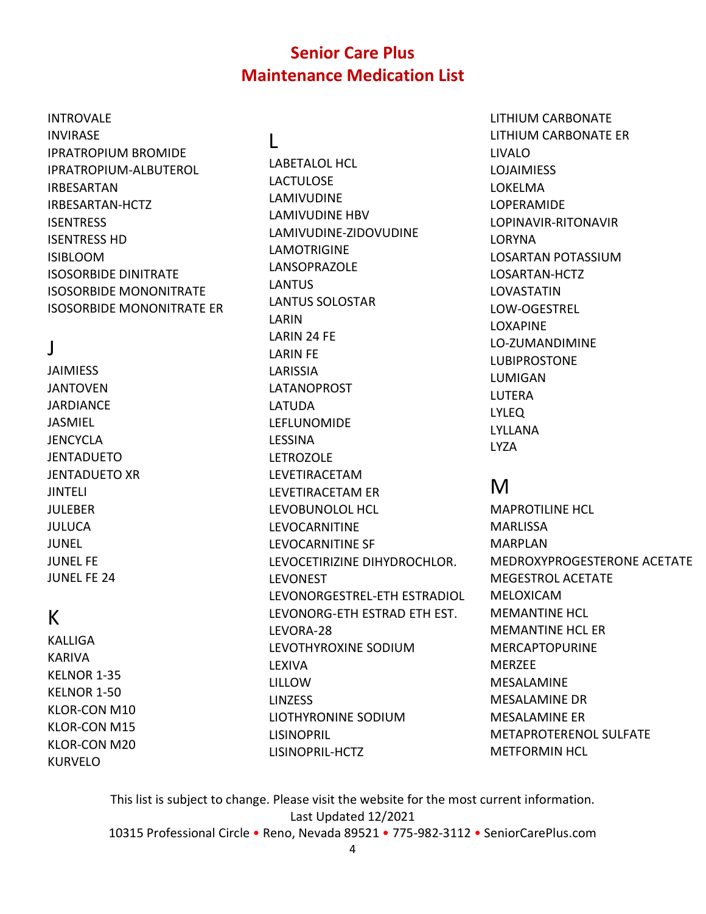# Senior Care Plus
# Maintenance Medication List

INTROVALE
INVIRASE
IPRATROPIUM BROMIDE
IPRATROPIUM-ALBUTEROL
IRBESARTAN
IRBESARTAN-HCTZ
ISENTRESS
ISENTRESS HD
ISIBLOOM
ISOSORBIDE DINITRATE
ISOSORBIDE MONONITRATE
ISOSORBIDE MONONITRATE ER

## J

JAIMIESS
JANTOVEN
JARDIANCE
JASMIEL
JENCYCLA
JENTADUETO
JENTADUETO XR
JINTELI
JULEBER
JULUCA
JUNEL
JUNEL FE
JUNEL FE 24

## K

KALLIGA
KARIVA
KELNOR 1-35
KELNOR 1-50
KLOR-CON M10
KLOR-CON M15
KLOR-CON M20
KURVELO

## L

LABETALOL HCL
LACTULOSE
LAMIVUDINE
LAMIVUDINE HBV
LAMIVUDINE-ZIDOVUDINE
LAMOTRIGINE
LANSOPRAZOLE
LANTUS
LANTUS SOLOSTAR
LARIN
LARIN 24 FE
LARIN FE
LARISSIA
LATANOPROST
LATUDA
LEFLUNOMIDE
LESSINA
LETROZOLE
LEVETIRACETAM
LEVETIRACETAM ER
LEVOBUNOLOL HCL
LEVOCARNITINE
LEVOCARNITINE SF
LEVOCETIRIZINE DIHYDROCHLOR.
LEVONEST
LEVONORGESTREL-ETH ESTRADIOL
LEVONORG-ETH ESTRAD ETH EST.
LEVORA-28
LEVOTHYROXINE SODIUM
LEXIVA
LILLOW
LINZESS
LIOTHYRONINE SODIUM
LISINOPRIL
LISINOPRIL-HCTZ
LITHIUM CARBONATE
LITHIUM CARBONATE ER
LIVALO
LOJAIMIESS
LOKELMA
LOPERAMIDE
LOPINAVIR-RITONAVIR
LORYNA
LOSARTAN POTASSIUM
LOSARTAN-HCTZ
LOVASTATIN
LOW-OGESTREL
LOXAPINE
LO-ZUMANDIMINE
LUBIPROSTONE
LUMIGAN
LUTERA
LYLEQ
LYLLANA
LYZA

## M

MAPROTILINE HCL
MARLISSA
MARPLAN
MEDROXYPROGESTERONE ACETATE
MEGESTROL ACETATE
MELOXICAM
MEMANTINE HCL
MEMANTINE HCL ER
MERCAPTOPURINE
MERZEE
MESALAMINE
MESALAMINE DR
MESALAMINE ER
METAPROTERENOL SULFATE
METFORMIN HCL

This list is subject to change. Please visit the website for the most current information.
Last Updated 12/2021
10315 Professional Circle • Reno, Nevada 89521 • 775-982-3112 • SeniorCarePlus.com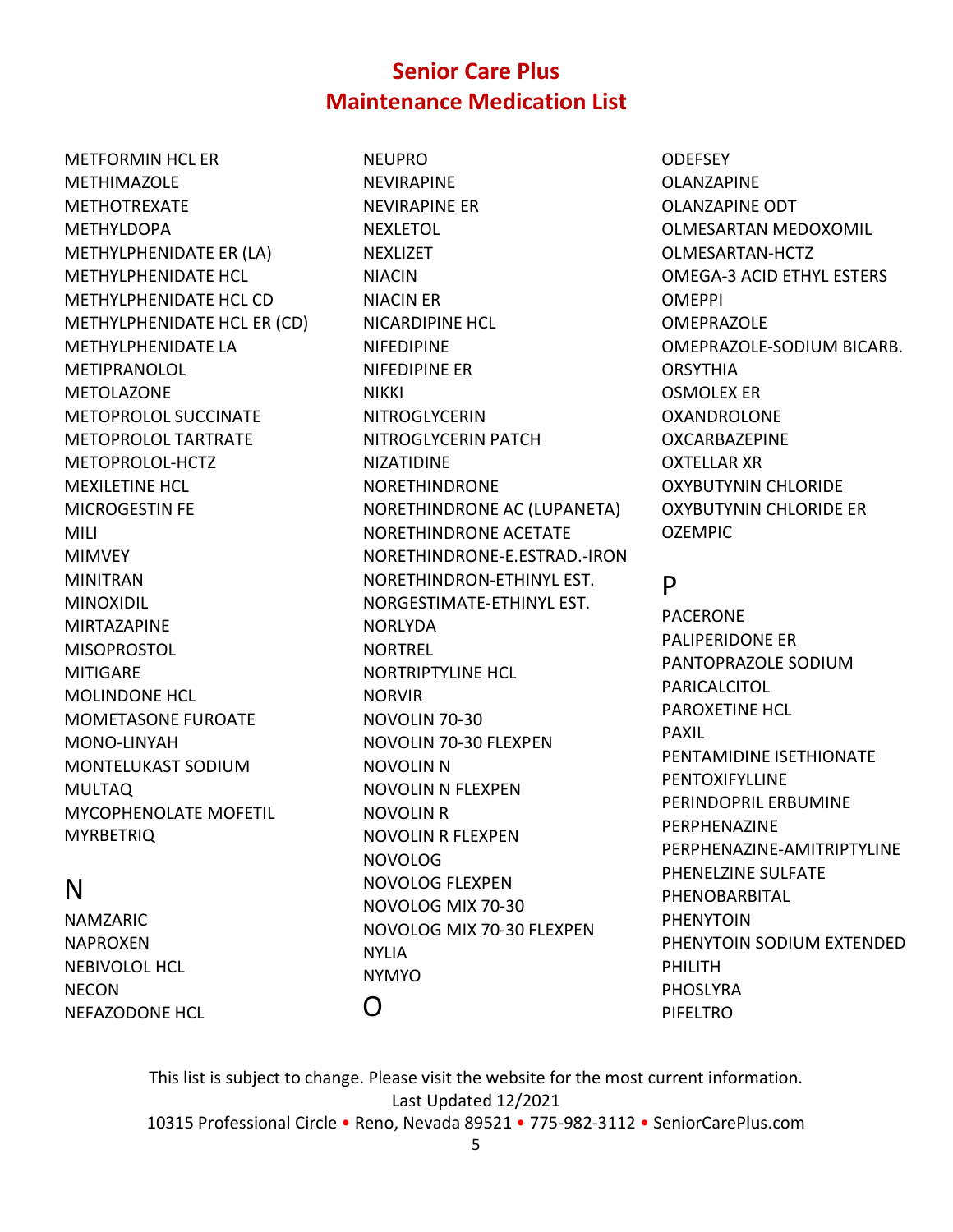# Senior Care Plus
# Maintenance Medication List

METFORMIN HCL ER
METHIMAZOLE
METHOTREXATE
METHYLDOPA
METHYLPHENIDATE ER (LA)
METHYLPHENIDATE HCL
METHYLPHENIDATE HCL CD
METHYLPHENIDATE HCL ER (CD)
METHYLPHENIDATE LA
METIPRANOLOL
METOLAZONE
METOPROLOL SUCCINATE
METOPROLOL TARTRATE
METOPROLOL-HCTZ
MEXILETINE HCL
MICROGESTIN FE
MILI
MIMVEY
MINITRAN
MINOXIDIL
MIRTAZAPINE
MISOPROSTOL
MITIGARE
MOLINDONE HCL
MOMETASONE FUROATE
MONO-LINYAH
MONTELUKAST SODIUM
MULTAQ
MYCOPHENOLATE MOFETIL
MYRBETRIQ

## N

NAMZARIC
NAPROXEN
NEBIVOLOL HCL
NECON
NEFAZODONE HCL
NEUPRO
NEVIRAPINE
NEVIRAPINE ER
NEXLETOL
NEXLIZET
NIACIN
NIACIN ER
NICARDIPINE HCL
NIFEDIPINE
NIFEDIPINE ER
NIKKI
NITROGLYCERIN
NITROGLYCERIN PATCH
NIZATIDINE
NORETHINDRONE
NORETHINDRONE AC (LUPANETA)
NORETHINDRONE ACETATE
NORETHINDRONE-E.ESTRAD.-IRON
NORETHINDRON-ETHINYL EST.
NORGESTIMATE-ETHINYL EST.
NORLYDA
NORTREL
NORTRIPTYLINE HCL
NORVIR
NOVOLIN 70-30
NOVOLIN 70-30 FLEXPEN
NOVOLIN N
NOVOLIN N FLEXPEN
NOVOLIN R
NOVOLIN R FLEXPEN
NOVOLOG
NOVOLOG FLEXPEN
NOVOLOG MIX 70-30
NOVOLOG MIX 70-30 FLEXPEN
NYLIA
NYMYO

## O

ODEFSEY
OLANZAPINE
OLANZAPINE ODT
OLMESARTAN MEDOXOMIL
OLMESARTAN-HCTZ
OMEGA-3 ACID ETHYL ESTERS
OMEPPI
OMEPRAZOLE
OMEPRAZOLE-SODIUM BICARB.
ORSYTHIA
OSMOLEX ER
OXANDROLONE
OXCARBAZEPINE
OXTELLAR XR
OXYBUTYNIN CHLORIDE
OXYBUTYNIN CHLORIDE ER
OZEMPIC

## P

PACERONE
PALIPERIDONE ER
PANTOPRAZOLE SODIUM
PARICALCITOL
PAROXETINE HCL
PAXIL
PENTAMIDINE ISETHIONATE
PENTOXIFYLLINE
PERINDOPRIL ERBUMINE
PERPHENAZINE
PERPHENAZINE-AMITRIPTYLINE
PHENELZINE SULFATE
PHENOBARBITAL
PHENYTOIN
PHENYTOIN SODIUM EXTENDED
PHILITH
PHOSLYRA
PIFELTRO

This list is subject to change. Please visit the website for the most current information.
Last Updated 12/2021
10315 Professional Circle • Reno, Nevada 89521 • 775-982-3112 • SeniorCarePlus.com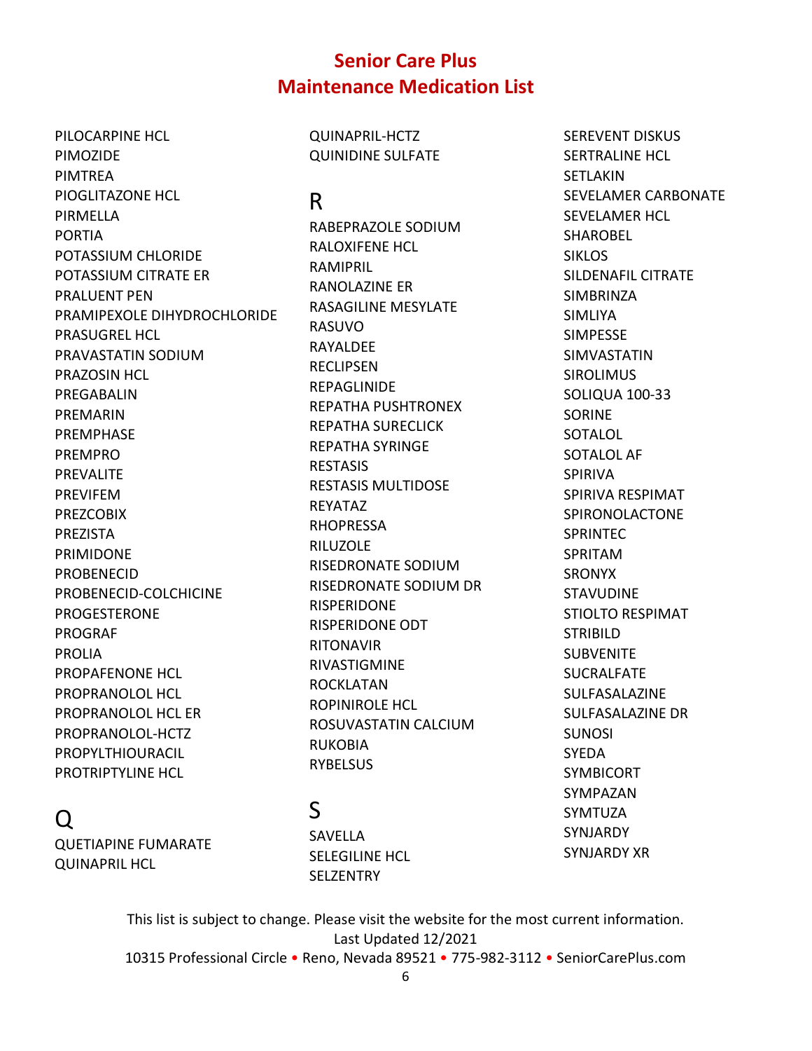# Senior Care Plus
# Maintenance Medication List

PILOCARPINE HCL
PIMOZIDE
PIMTREA
PIOGLITAZONE HCL
PIRMELLA
PORTIA
POTASSIUM CHLORIDE
POTASSIUM CITRATE ER
PRALUENT PEN
PRAMIPEXOLE DIHYDROCHLORIDE
PRASUGREL HCL
PRAVASTATIN SODIUM
PRAZOSIN HCL
PREGABALIN
PREMARIN
PREMPHASE
PREMPRO
PREVALITE
PREVIFEM
PREZCOBIX
PREZISTA
PRIMIDONE
PROBENECID
PROBENECID-COLCHICINE
PROGESTERONE
PROGRAF
PROLIA
PROPAFENONE HCL
PROPRANOLOL HCL
PROPRANOLOL HCL ER
PROPRANOLOL-HCTZ
PROPYLTHIOURACIL
PROTRIPTYLINE HCL

## Q

QUETIAPINE FUMARATE
QUINAPRIL HCL
QUINAPRIL-HCTZ
QUINIDINE SULFATE

## R

RABEPRAZOLE SODIUM
RALOXIFENE HCL
RAMIPRIL
RANOLAZINE ER
RASAGILINE MESYLATE
RASUVO
RAYALDEE
RECLIPSEN
REPAGLINIDE
REPATHA PUSHTRONEX
REPATHA SURECLICK
REPATHA SYRINGE
RESTASIS
RESTASIS MULTIDOSE
REYATAZ
RHOPRESSA
RILUZOLE
RISEDRONATE SODIUM
RISEDRONATE SODIUM DR
RISPERIDONE
RISPERIDONE ODT
RITONAVIR
RIVASTIGMINE
ROCKLATAN
ROPINIROLE HCL
ROSUVASTATIN CALCIUM
RUKOBIA
RYBELSUS

## S

SAVELLA
SELEGILINE HCL
SELZENTRY
SEREVENT DISKUS
SERTRALINE HCL
SETLAKIN
SEVELAMER CARBONATE
SEVELAMER HCL
SHAROBEL
SIKLOS
SILDENAFIL CITRATE
SIMBRINZA
SIMLIYA
SIMPESSE
SIMVASTATIN
SIROLIMUS
SOLIQUA 100-33
SORINE
SOTALOL
SOTALOL AF
SPIRIVA
SPIRIVA RESPIMAT
SPIRONOLACTONE
SPRINTEC
SPRITAM
SRONYX
STAVUDINE
STIOLTO RESPIMAT
STRIBILD
SUBVENITE
SUCRALFATE
SULFASALAZINE
SULFASALAZINE DR
SUNOSI
SYEDA
SYMBICORT
SYMPAZAN
SYMTUZA
SYNJARDY
SYNJARDY XR

This list is subject to change. Please visit the website for the most current information.
Last Updated 12/2021
10315 Professional Circle • Reno, Nevada 89521 • 775-982-3112 • SeniorCarePlus.com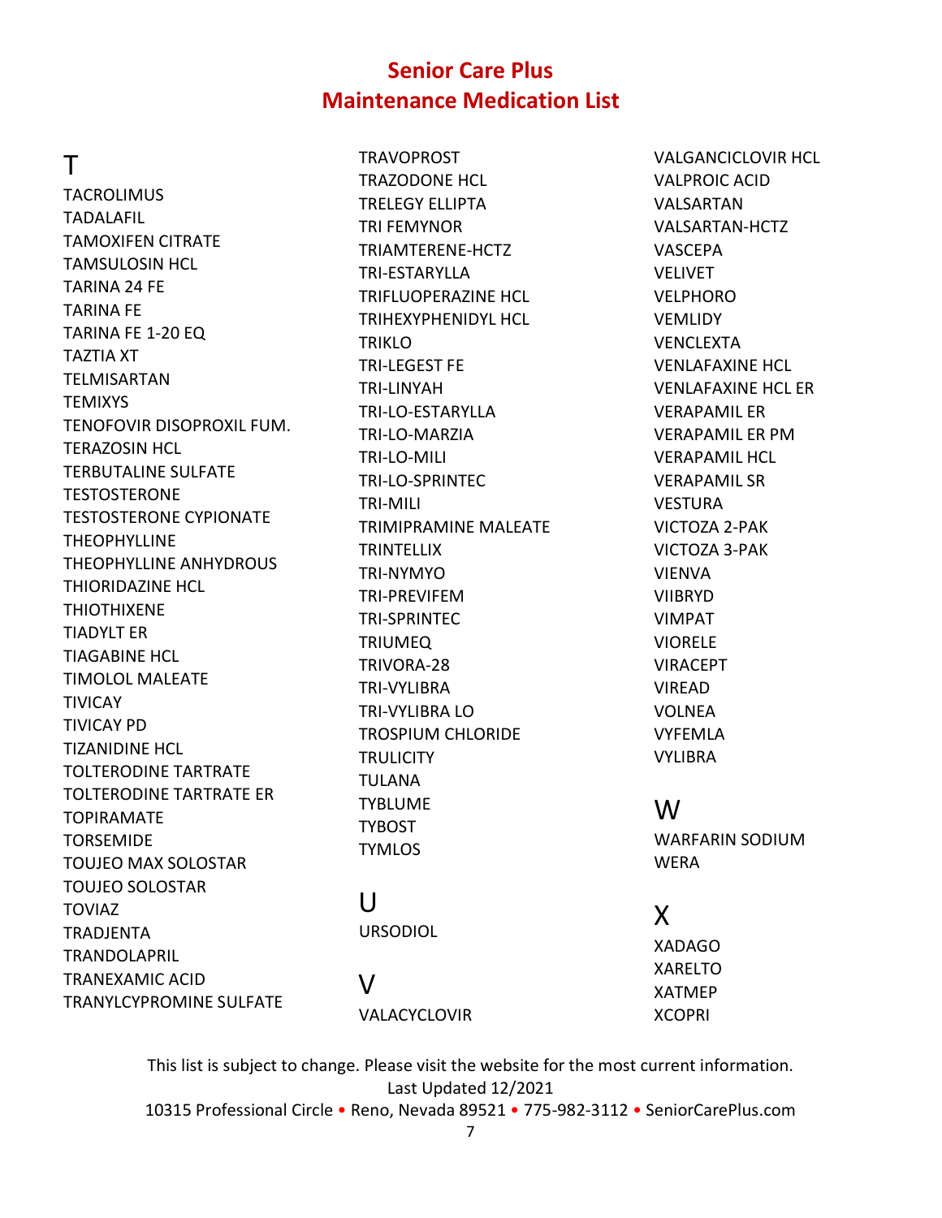# Senior Care Plus
# Maintenance Medication List

## T

TACROLIMUS
TADALAFIL
TAMOXIFEN CITRATE
TAMSULOSIN HCL
TARINA 24 FE
TARINA FE
TARINA FE 1-20 EQ
TAZTIA XT
TELMISARTAN
TEMIXYS
TENOFOVIR DISOPROXIL FUM.
TERAZOSIN HCL
TERBUTALINE SULFATE
TESTOSTERONE
TESTOSTERONE CYPIONATE
THEOPHYLLINE
THEOPHYLLINE ANHYDROUS
THIORIDAZINE HCL
THIOTHIXENE
TIADYLT ER
TIAGABINE HCL
TIMOLOL MALEATE
TIVICAY
TIVICAY PD
TIZANIDINE HCL
TOLTERODINE TARTRATE
TOLTERODINE TARTRATE ER
TOPIRAMATE
TORSEMIDE
TOUJEO MAX SOLOSTAR
TOUJEO SOLOSTAR
TOVIAZ
TRADJENTA
TRANDOLAPRIL
TRANEXAMIC ACID
TRANYLCYPROMINE SULFATE
TRAVOPROST
TRAZODONE HCL
TRELEGY ELLIPTA
TRI FEMYNOR
TRIAMTERENE-HCTZ
TRI-ESTARYLLA
TRIFLUOPERAZINE HCL
TRIHEXYPHENIDYL HCL
TRIKLO
TRI-LEGEST FE
TRI-LINYAH
TRI-LO-ESTARYLLA
TRI-LO-MARZIA
TRI-LO-MILI
TRI-LO-SPRINTEC
TRI-MILI
TRIMIPRAMINE MALEATE
TRINTELLIX
TRI-NYMYO
TRI-PREVIFEM
TRI-SPRINTEC
TRIUMEQ
TRIVORA-28
TRI-VYLIBRA
TRI-VYLIBRA LO
TROSPIUM CHLORIDE
TRULICITY
TULANA
TYBLUME
TYBOST
TYMLOS

## U

URSODIOL

## V

VALACYCLOVIR
VALGANCICLOVIR HCL
VALPROIC ACID
VALSARTAN
VALSARTAN-HCTZ
VASCEPA
VELIVET
VELPHORO
VEMLIDY
VENCLEXTA
VENLAFAXINE HCL
VENLAFAXINE HCL ER
VERAPAMIL ER
VERAPAMIL ER PM
VERAPAMIL HCL
VERAPAMIL SR
VESTURA
VICTOZA 2-PAK
VICTOZA 3-PAK
VIENVA
VIIBRYD
VIMPAT
VIORELE
VIRACEPT
VIREAD
VOLNEA
VYFEMLA
VYLIBRA

## W

WARFARIN SODIUM
WERA

## X

XADAGO
XARELTO
XATMEP
XCOPRI

This list is subject to change. Please visit the website for the most current information.
Last Updated 12/2021
10315 Professional Circle • Reno, Nevada 89521 • 775-982-3112 • SeniorCarePlus.com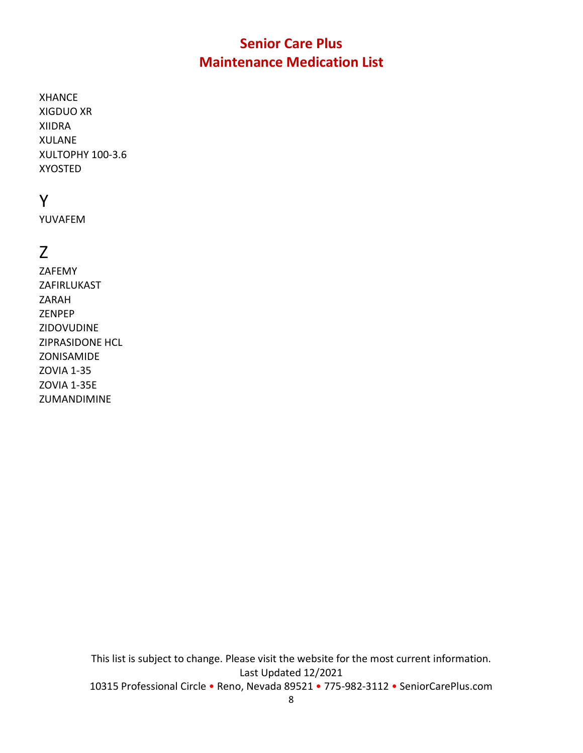# Senior Care Plus
# Maintenance Medication List

XHANCE
XIGDUO XR
XIIDRA
XULANE
XULTOPHY 100-3.6
XYOSTED

## Y

YUVAFEM

## Z

ZAFEMY
ZAFIRLUKAST
ZARAH
ZENPEP
ZIDOVUDINE
ZIPRASIDONE HCL
ZONISAMIDE
ZOVIA 1-35
ZOVIA 1-35E
ZUMANDIMINE

This list is subject to change. Please visit the website for the most current information.
Last Updated 12/2021
10315 Professional Circle • Reno, Nevada 89521 • 775-982-3112 • SeniorCarePlus.com